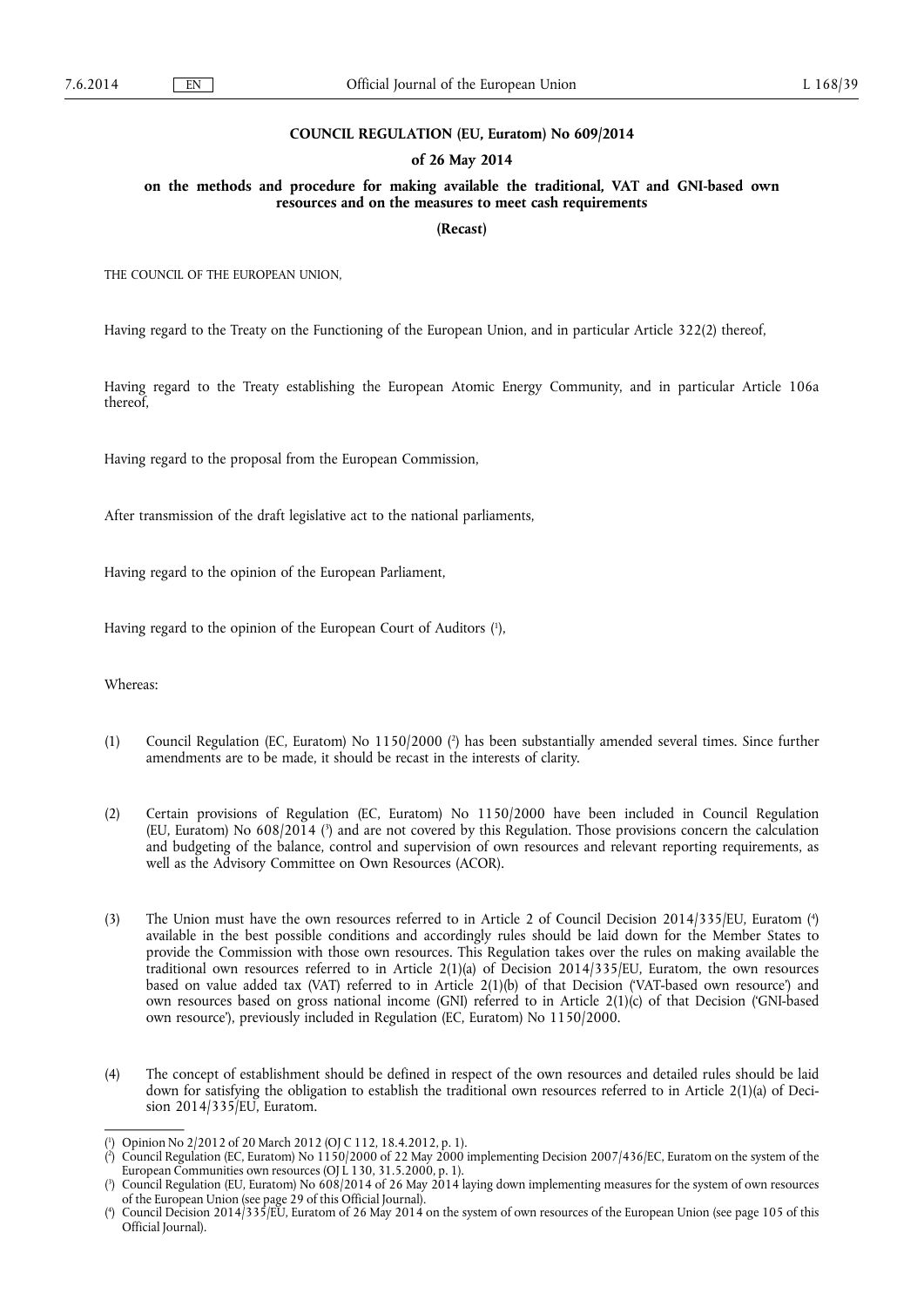# COUNCIL REGULATION (EU, Euratom) No 609/2014

## of 26 May 2014

## on the methods and procedure for making available the traditional, VAT and GNI-based own resources and on the measures to meet cash requirements

**(Recast)**

THE COUNCIL OF THE EUROPEAN UNION,

Having regard to the Treaty on the Functioning of the European Union, and in particular Article 322(2) thereof,

Having regard to the Treaty establishing the European Atomic Energy Community, and in particular Article 106a thereof,

Having regard to the proposal from the European Commission,

After transmission of the draft legislative act to the national parliaments,

Having regard to the opinion of the European Parliament,

Having regard to the opinion of the European Court of Auditors [1],

Whereas:

(1) Council Regulation (EC, Euratom) No 1150/2000 [2] has been substantially amended several times. Since further amendments are to be made, it should be recast in the interests of clarity.

(2) Certain provisions of Regulation (EC, Euratom) No 1150/2000 have been included in Council Regulation (EU, Euratom) No 608/2014 [3] and are not covered by this Regulation. Those provisions concern the calculation and budgeting of the balance, control and supervision of own resources and relevant reporting requirements, as well as the Advisory Committee on Own Resources (ACOR).

(3) The Union must have the own resources referred to in Article 2 of Council Decision 2014/335/EU, Euratom [4] available in the best possible conditions and accordingly rules should be laid down for the Member States to provide the Commission with those own resources. This Regulation takes over the rules on making available the traditional own resources referred to in Article 2(1)(a) of Decision 2014/335/EU, Euratom, the own resources based on value added tax (VAT) referred to in Article 2(1)(b) of that Decision ('VAT-based own resource') and own resources based on gross national income (GNI) referred to in Article 2(1)(c) of that Decision ('GNI-based own resource'), previously included in Regulation (EC, Euratom) No 1150/2000.

(4) The concept of establishment should be defined in respect of the own resources and detailed rules should be laid down for satisfying the obligation to establish the traditional own resources referred to in Article 2(1)(a) of Decision 2014/335/EU, Euratom.

---

[1] Opinion No 2/2012 of 20 March 2012 (OJ C 112, 18.4.2012, p. 1).

[2] Council Regulation (EC, Euratom) No 1150/2000 of 22 May 2000 implementing Decision 2007/436/EC, Euratom on the system of the European Communities own resources (OJ L 130, 31.5.2000, p. 1).

[3] Council Regulation (EU, Euratom) No 608/2014 of 26 May 2014 laying down implementing measures for the system of own resources of the European Union (see page 29 of this Official Journal).

[4] Council Decision 2014/335/EU, Euratom of 26 May 2014 on the system of own resources of the European Union (see page 105 of this Official Journal).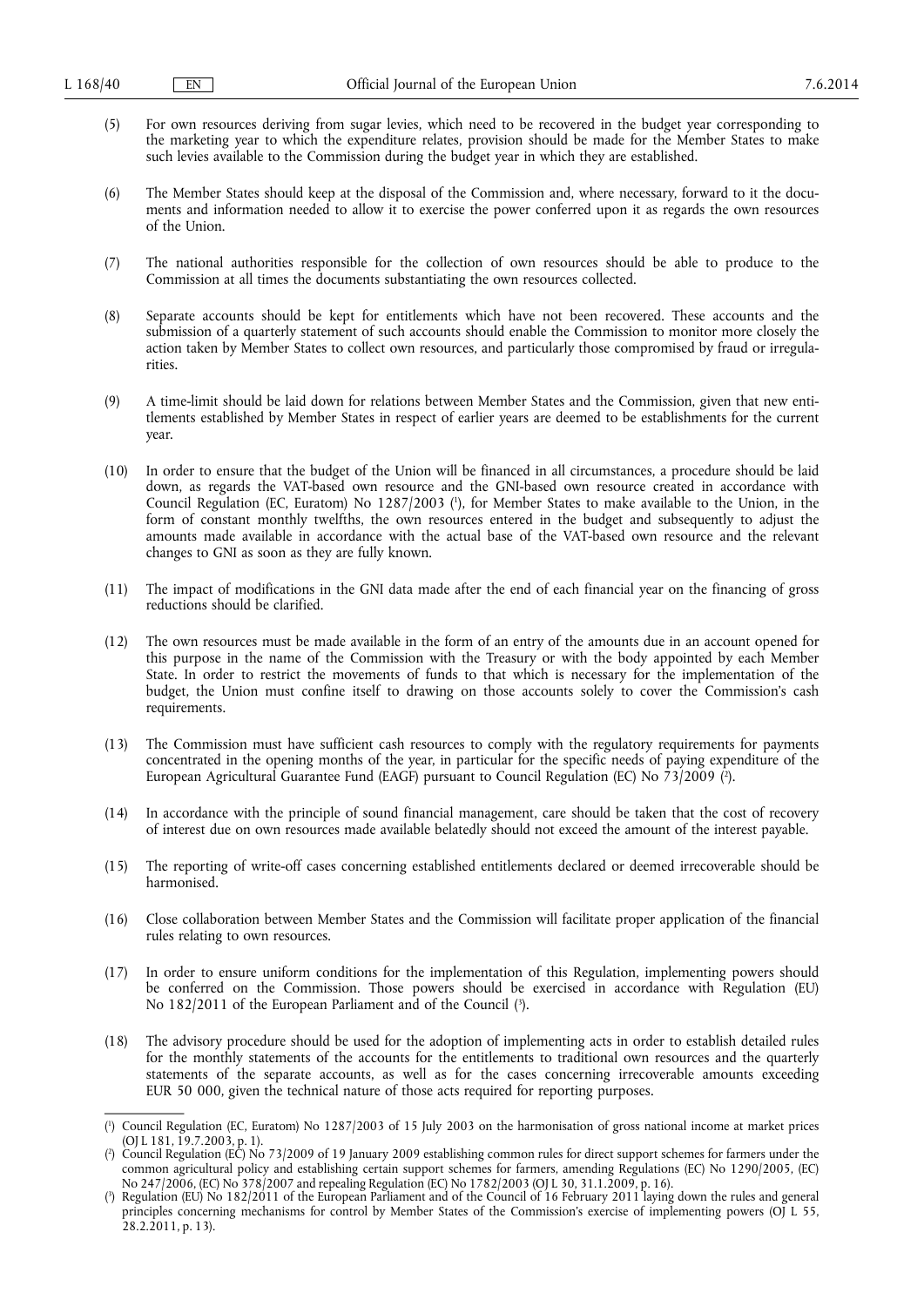(5) For own resources deriving from sugar levies, which need to be recovered in the budget year corresponding to the marketing year to which the expenditure relates, provision should be made for the Member States to make such levies available to the Commission during the budget year in which they are established.

(6) The Member States should keep at the disposal of the Commission and, where necessary, forward to it the documents and information needed to allow it to exercise the power conferred upon it as regards the own resources of the Union.

(7) The national authorities responsible for the collection of own resources should be able to produce to the Commission at all times the documents substantiating the own resources collected.

(8) Separate accounts should be kept for entitlements which have not been recovered. These accounts and the submission of a quarterly statement of such accounts should enable the Commission to monitor more closely the action taken by Member States to collect own resources, and particularly those compromised by fraud or irregularities.

(9) A time-limit should be laid down for relations between Member States and the Commission, given that new entitlements established by Member States in respect of earlier years are deemed to be establishments for the current year.

(10) In order to ensure that the budget of the Union will be financed in all circumstances, a procedure should be laid down, as regards the VAT-based own resource and the GNI-based own resource created in accordance with Council Regulation (EC, Euratom) No 1287/2003 [1], for Member States to make available to the Union, in the form of constant monthly twelfths, the own resources entered in the budget and subsequently to adjust the amounts made available in accordance with the actual base of the VAT-based own resource and the relevant changes to GNI as soon as they are fully known.

(11) The impact of modifications in the GNI data made after the end of each financial year on the financing of gross reductions should be clarified.

(12) The own resources must be made available in the form of an entry of the amounts due in an account opened for this purpose in the name of the Commission with the Treasury or with the body appointed by each Member State. In order to restrict the movements of funds to that which is necessary for the implementation of the budget, the Union must confine itself to drawing on those accounts solely to cover the Commission's cash requirements.

(13) The Commission must have sufficient cash resources to comply with the regulatory requirements for payments concentrated in the opening months of the year, in particular for the specific needs of paying expenditure of the European Agricultural Guarantee Fund (EAGF) pursuant to Council Regulation (EC) No 73/2009 [2].

(14) In accordance with the principle of sound financial management, care should be taken that the cost of recovery of interest due on own resources made available belatedly should not exceed the amount of the interest payable.

(15) The reporting of write-off cases concerning established entitlements declared or deemed irrecoverable should be harmonised.

(16) Close collaboration between Member States and the Commission will facilitate proper application of the financial rules relating to own resources.

(17) In order to ensure uniform conditions for the implementation of this Regulation, implementing powers should be conferred on the Commission. Those powers should be exercised in accordance with Regulation (EU) No 182/2011 of the European Parliament and of the Council [3].

(18) The advisory procedure should be used for the adoption of implementing acts in order to establish detailed rules for the monthly statements of the accounts for the entitlements to traditional own resources and the quarterly statements of the separate accounts, as well as for the cases concerning irrecoverable amounts exceeding EUR 50 000, given the technical nature of those acts required for reporting purposes.

---

[1] Council Regulation (EC, Euratom) No 1287/2003 of 15 July 2003 on the harmonisation of gross national income at market prices (OJ L 181, 19.7.2003, p. 1).

[2] Council Regulation (EC) No 73/2009 of 19 January 2009 establishing common rules for direct support schemes for farmers under the common agricultural policy and establishing certain support schemes for farmers, amending Regulations (EC) No 1290/2005, (EC) No 247/2006, (EC) No 378/2007 and repealing Regulation (EC) No 1782/2003 (OJ L 30, 31.1.2009, p. 16).

[3] Regulation (EU) No 182/2011 of the European Parliament and of the Council of 16 February 2011 laying down the rules and general principles concerning mechanisms for control by Member States of the Commission's exercise of implementing powers (OJ L 55, 28.2.2011, p. 13).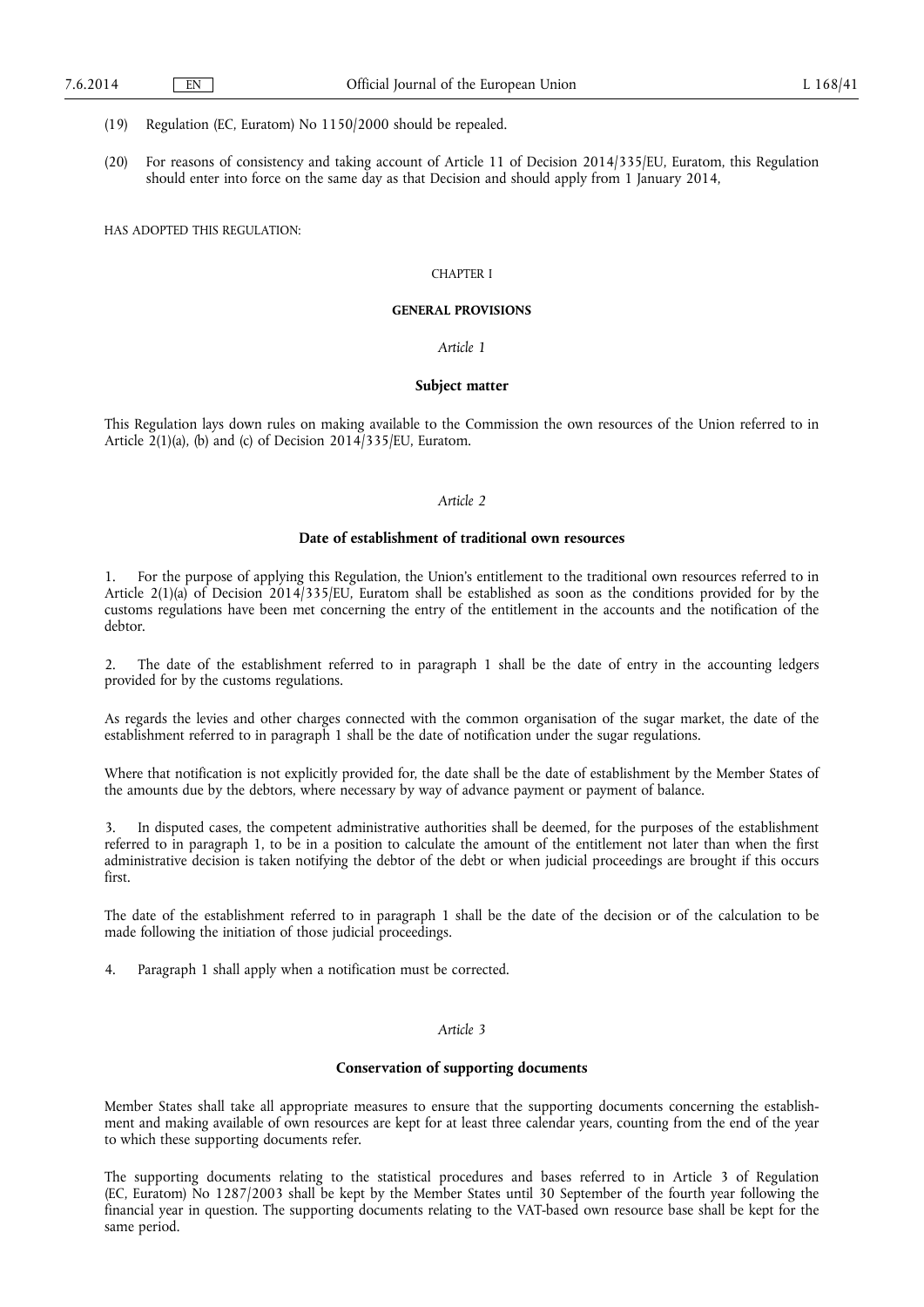(19) Regulation (EC, Euratom) No 1150/2000 should be repealed.

(20) For reasons of consistency and taking account of Article 11 of Decision 2014/335/EU, Euratom, this Regulation should enter into force on the same day as that Decision and should apply from 1 January 2014,

HAS ADOPTED THIS REGULATION:

## CHAPTER I

## GENERAL PROVISIONS

*Article 1*

### Subject matter

This Regulation lays down rules on making available to the Commission the own resources of the Union referred to in Article 2(1)(a), (b) and (c) of Decision 2014/335/EU, Euratom.

*Article 2*

### Date of establishment of traditional own resources

1. For the purpose of applying this Regulation, the Union's entitlement to the traditional own resources referred to in Article 2(1)(a) of Decision 2014/335/EU, Euratom shall be established as soon as the conditions provided for by the customs regulations have been met concerning the entry of the entitlement in the accounts and the notification of the debtor.

2. The date of the establishment referred to in paragraph 1 shall be the date of entry in the accounting ledgers provided for by the customs regulations.

As regards the levies and other charges connected with the common organisation of the sugar market, the date of the establishment referred to in paragraph 1 shall be the date of notification under the sugar regulations.

Where that notification is not explicitly provided for, the date shall be the date of establishment by the Member States of the amounts due by the debtors, where necessary by way of advance payment or payment of balance.

3. In disputed cases, the competent administrative authorities shall be deemed, for the purposes of the establishment referred to in paragraph 1, to be in a position to calculate the amount of the entitlement not later than when the first administrative decision is taken notifying the debtor of the debt or when judicial proceedings are brought if this occurs first.

The date of the establishment referred to in paragraph 1 shall be the date of the decision or of the calculation to be made following the initiation of those judicial proceedings.

4. Paragraph 1 shall apply when a notification must be corrected.

*Article 3*

### Conservation of supporting documents

Member States shall take all appropriate measures to ensure that the supporting documents concerning the establishment and making available of own resources are kept for at least three calendar years, counting from the end of the year to which these supporting documents refer.

The supporting documents relating to the statistical procedures and bases referred to in Article 3 of Regulation (EC, Euratom) No 1287/2003 shall be kept by the Member States until 30 September of the fourth year following the financial year in question. The supporting documents relating to the VAT-based own resource base shall be kept for the same period.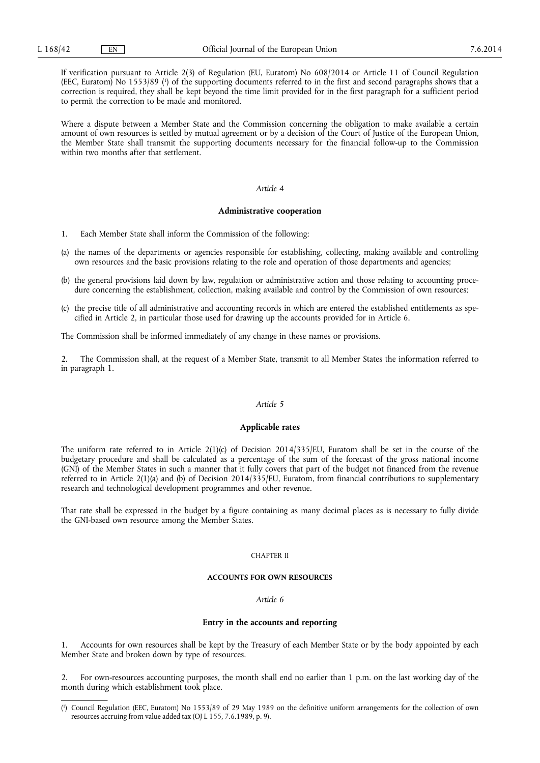If verification pursuant to Article 2(3) of Regulation (EU, Euratom) No 608/2014 or Article 11 of Council Regulation (EEC, Euratom) No 1553/89 [1] of the supporting documents referred to in the first and second paragraphs shows that a correction is required, they shall be kept beyond the time limit provided for in the first paragraph for a sufficient period to permit the correction to be made and monitored.

Where a dispute between a Member State and the Commission concerning the obligation to make available a certain amount of own resources is settled by mutual agreement or by a decision of the Court of Justice of the European Union, the Member State shall transmit the supporting documents necessary for the financial follow-up to the Commission within two months after that settlement.

*Article 4*

**Administrative cooperation**

1. Each Member State shall inform the Commission of the following:

(a) the names of the departments or agencies responsible for establishing, collecting, making available and controlling own resources and the basic provisions relating to the role and operation of those departments and agencies;

(b) the general provisions laid down by law, regulation or administrative action and those relating to accounting procedure concerning the establishment, collection, making available and control by the Commission of own resources;

(c) the precise title of all administrative and accounting records in which are entered the established entitlements as specified in Article 2, in particular those used for drawing up the accounts provided for in Article 6.

The Commission shall be informed immediately of any change in these names or provisions.

2. The Commission shall, at the request of a Member State, transmit to all Member States the information referred to in paragraph 1.

*Article 5*

**Applicable rates**

The uniform rate referred to in Article 2(1)(c) of Decision 2014/335/EU, Euratom shall be set in the course of the budgetary procedure and shall be calculated as a percentage of the sum of the forecast of the gross national income (GNI) of the Member States in such a manner that it fully covers that part of the budget not financed from the revenue referred to in Article 2(1)(a) and (b) of Decision 2014/335/EU, Euratom, from financial contributions to supplementary research and technological development programmes and other revenue.

That rate shall be expressed in the budget by a figure containing as many decimal places as is necessary to fully divide the GNI-based own resource among the Member States.

CHAPTER II

**ACCOUNTS FOR OWN RESOURCES**

*Article 6*

**Entry in the accounts and reporting**

1. Accounts for own resources shall be kept by the Treasury of each Member State or by the body appointed by each Member State and broken down by type of resources.

2. For own-resources accounting purposes, the month shall end no earlier than 1 p.m. on the last working day of the month during which establishment took place.

---

[1] Council Regulation (EEC, Euratom) No 1553/89 of 29 May 1989 on the definitive uniform arrangements for the collection of own resources accruing from value added tax (OJ L 155, 7.6.1989, p. 9).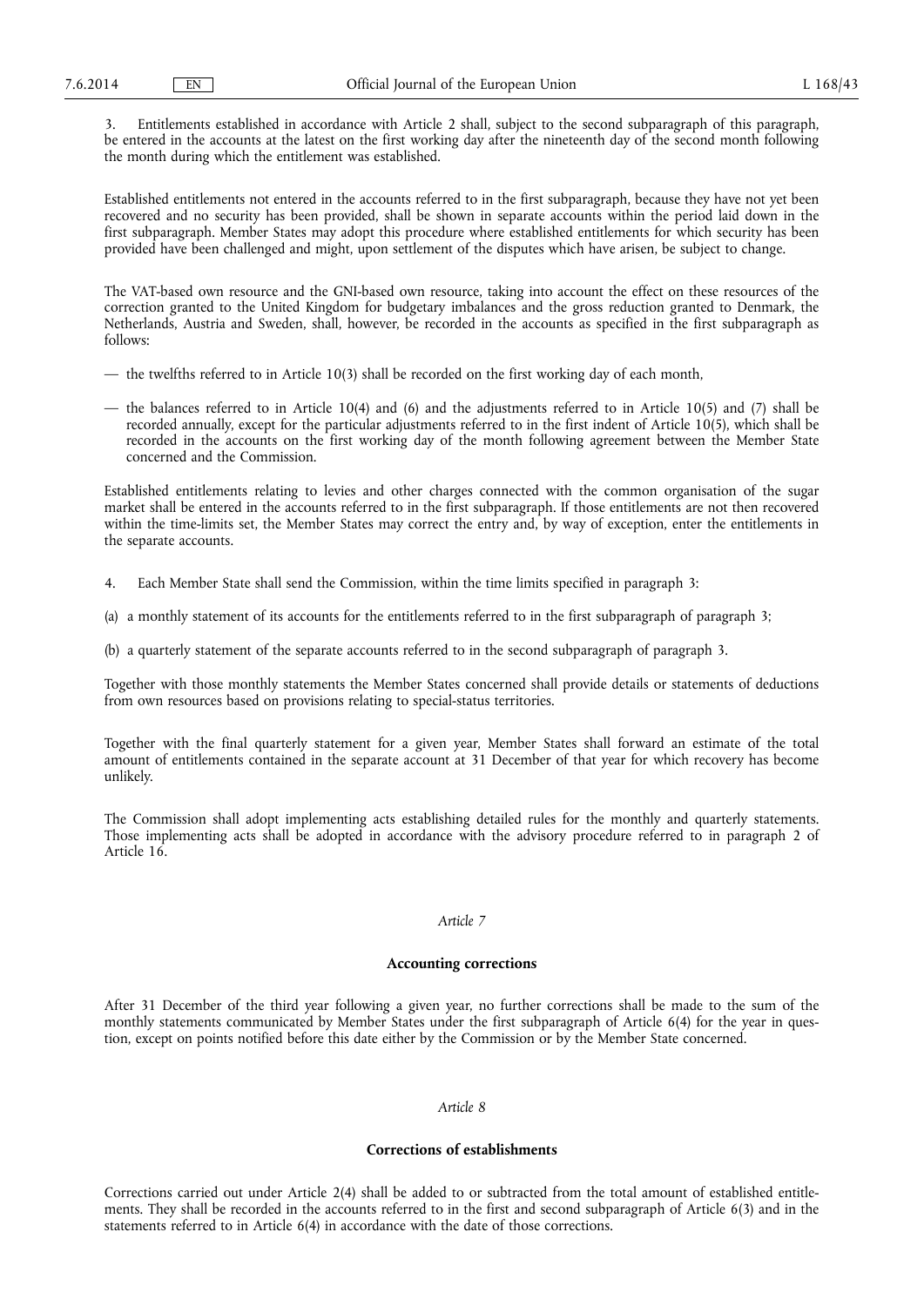3. Entitlements established in accordance with Article 2 shall, subject to the second subparagraph of this paragraph, be entered in the accounts at the latest on the first working day after the nineteenth day of the second month following the month during which the entitlement was established.

Established entitlements not entered in the accounts referred to in the first subparagraph, because they have not yet been recovered and no security has been provided, shall be shown in separate accounts within the period laid down in the first subparagraph. Member States may adopt this procedure where established entitlements for which security has been provided have been challenged and might, upon settlement of the disputes which have arisen, be subject to change.

The VAT-based own resource and the GNI-based own resource, taking into account the effect on these resources of the correction granted to the United Kingdom for budgetary imbalances and the gross reduction granted to Denmark, the Netherlands, Austria and Sweden, shall, however, be recorded in the accounts as specified in the first subparagraph as follows:

— the twelfths referred to in Article 10(3) shall be recorded on the first working day of each month,

— the balances referred to in Article 10(4) and (6) and the adjustments referred to in Article 10(5) and (7) shall be recorded annually, except for the particular adjustments referred to in the first indent of Article 10(5), which shall be recorded in the accounts on the first working day of the month following agreement between the Member State concerned and the Commission.

Established entitlements relating to levies and other charges connected with the common organisation of the sugar market shall be entered in the accounts referred to in the first subparagraph. If those entitlements are not then recovered within the time-limits set, the Member States may correct the entry and, by way of exception, enter the entitlements in the separate accounts.

4. Each Member State shall send the Commission, within the time limits specified in paragraph 3:

(a) a monthly statement of its accounts for the entitlements referred to in the first subparagraph of paragraph 3;

(b) a quarterly statement of the separate accounts referred to in the second subparagraph of paragraph 3.

Together with those monthly statements the Member States concerned shall provide details or statements of deductions from own resources based on provisions relating to special-status territories.

Together with the final quarterly statement for a given year, Member States shall forward an estimate of the total amount of entitlements contained in the separate account at 31 December of that year for which recovery has become unlikely.

The Commission shall adopt implementing acts establishing detailed rules for the monthly and quarterly statements. Those implementing acts shall be adopted in accordance with the advisory procedure referred to in paragraph 2 of Article 16.

*Article 7*

**Accounting corrections**

After 31 December of the third year following a given year, no further corrections shall be made to the sum of the monthly statements communicated by Member States under the first subparagraph of Article 6(4) for the year in question, except on points notified before this date either by the Commission or by the Member State concerned.

*Article 8*

**Corrections of establishments**

Corrections carried out under Article 2(4) shall be added to or subtracted from the total amount of established entitlements. They shall be recorded in the accounts referred to in the first and second subparagraph of Article 6(3) and in the statements referred to in Article 6(4) in accordance with the date of those corrections.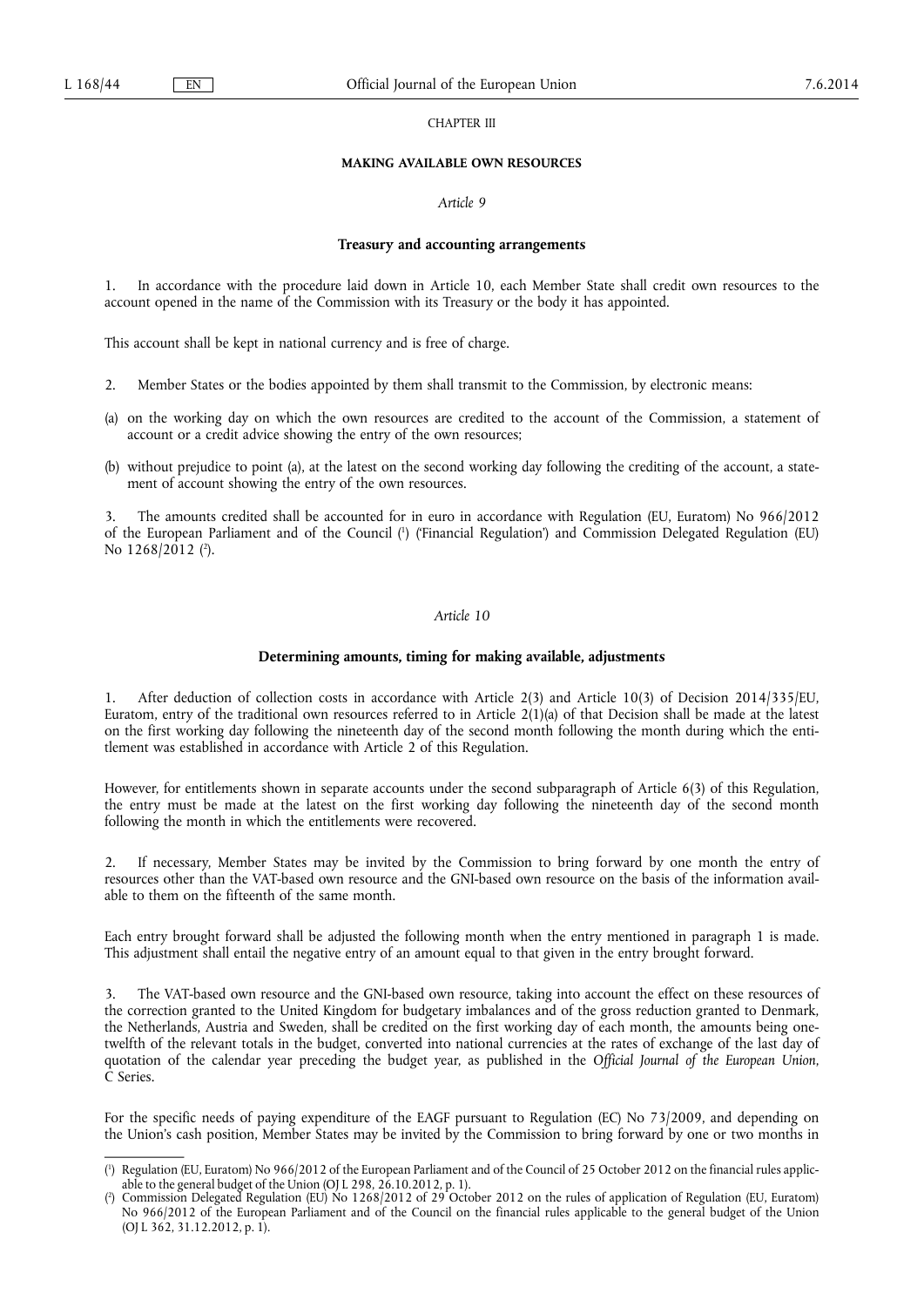CHAPTER III

## MAKING AVAILABLE OWN RESOURCES

*Article 9*

### Treasury and accounting arrangements

1. In accordance with the procedure laid down in Article 10, each Member State shall credit own resources to the account opened in the name of the Commission with its Treasury or the body it has appointed.

This account shall be kept in national currency and is free of charge.

2. Member States or the bodies appointed by them shall transmit to the Commission, by electronic means:

(a) on the working day on which the own resources are credited to the account of the Commission, a statement of account or a credit advice showing the entry of the own resources;

(b) without prejudice to point (a), at the latest on the second working day following the crediting of the account, a statement of account showing the entry of the own resources.

3. The amounts credited shall be accounted for in euro in accordance with Regulation (EU, Euratom) No 966/2012 of the European Parliament and of the Council [1] ('Financial Regulation') and Commission Delegated Regulation (EU) No 1268/2012 [2].

*Article 10*

### Determining amounts, timing for making available, adjustments

1. After deduction of collection costs in accordance with Article 2(3) and Article 10(3) of Decision 2014/335/EU, Euratom, entry of the traditional own resources referred to in Article 2(1)(a) of that Decision shall be made at the latest on the first working day following the nineteenth day of the second month following the month during which the entitlement was established in accordance with Article 2 of this Regulation.

However, for entitlements shown in separate accounts under the second subparagraph of Article 6(3) of this Regulation, the entry must be made at the latest on the first working day following the nineteenth day of the second month following the month in which the entitlements were recovered.

2. If necessary, Member States may be invited by the Commission to bring forward by one month the entry of resources other than the VAT-based own resource and the GNI-based own resource on the basis of the information available to them on the fifteenth of the same month.

Each entry brought forward shall be adjusted the following month when the entry mentioned in paragraph 1 is made. This adjustment shall entail the negative entry of an amount equal to that given in the entry brought forward.

3. The VAT-based own resource and the GNI-based own resource, taking into account the effect on these resources of the correction granted to the United Kingdom for budgetary imbalances and of the gross reduction granted to Denmark, the Netherlands, Austria and Sweden, shall be credited on the first working day of each month, the amounts being one-twelfth of the relevant totals in the budget, converted into national currencies at the rates of exchange of the last day of quotation of the calendar year preceding the budget year, as published in the *Official Journal of the European Union*, C Series.

For the specific needs of paying expenditure of the EAGF pursuant to Regulation (EC) No 73/2009, and depending on the Union's cash position, Member States may be invited by the Commission to bring forward by one or two months in

---

[1] Regulation (EU, Euratom) No 966/2012 of the European Parliament and of the Council of 25 October 2012 on the financial rules applicable to the general budget of the Union (OJ L 298, 26.10.2012, p. 1).

[2] Commission Delegated Regulation (EU) No 1268/2012 of 29 October 2012 on the rules of application of Regulation (EU, Euratom) No 966/2012 of the European Parliament and of the Council on the financial rules applicable to the general budget of the Union (OJ L 362, 31.12.2012, p. 1).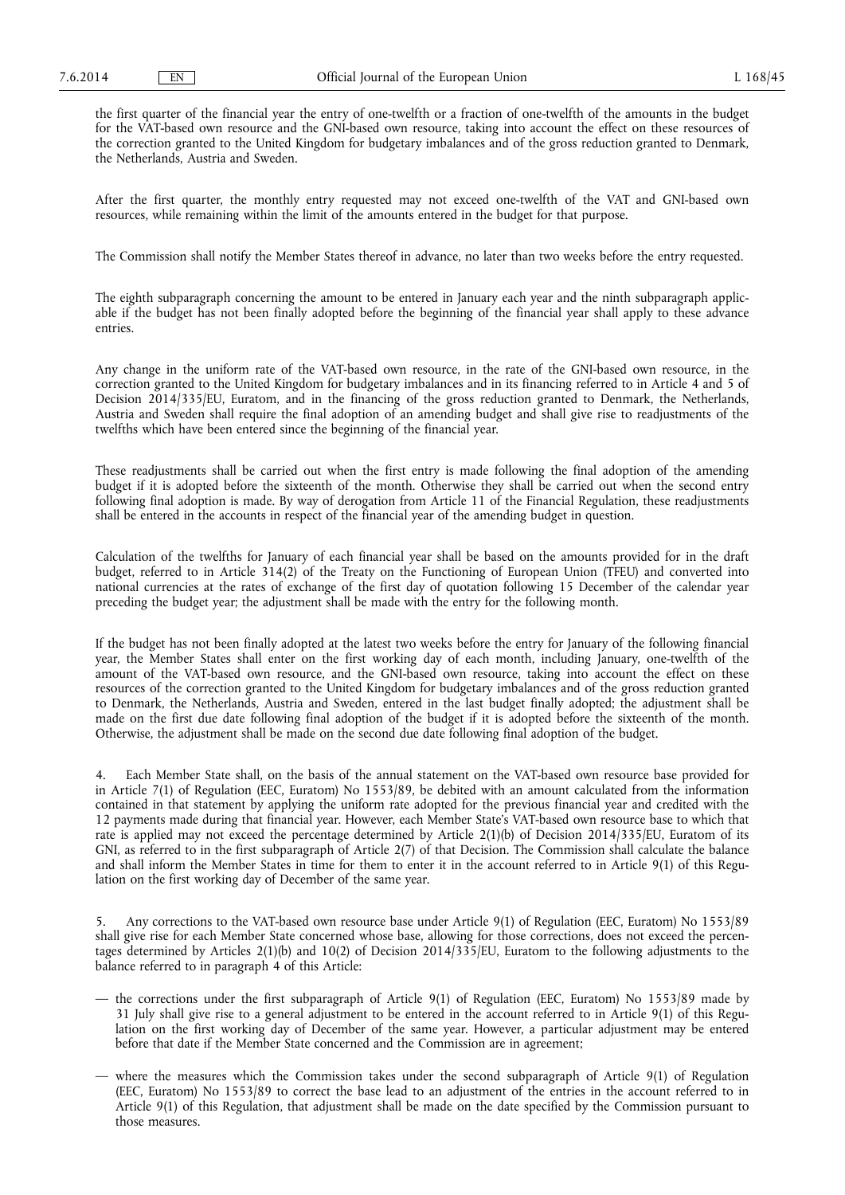the first quarter of the financial year the entry of one-twelfth or a fraction of one-twelfth of the amounts in the budget for the VAT-based own resource and the GNI-based own resource, taking into account the effect on these resources of the correction granted to the United Kingdom for budgetary imbalances and of the gross reduction granted to Denmark, the Netherlands, Austria and Sweden.

After the first quarter, the monthly entry requested may not exceed one-twelfth of the VAT and GNI-based own resources, while remaining within the limit of the amounts entered in the budget for that purpose.

The Commission shall notify the Member States thereof in advance, no later than two weeks before the entry requested.

The eighth subparagraph concerning the amount to be entered in January each year and the ninth subparagraph applicable if the budget has not been finally adopted before the beginning of the financial year shall apply to these advance entries.

Any change in the uniform rate of the VAT-based own resource, in the rate of the GNI-based own resource, in the correction granted to the United Kingdom for budgetary imbalances and in its financing referred to in Article 4 and 5 of Decision 2014/335/EU, Euratom, and in the financing of the gross reduction granted to Denmark, the Netherlands, Austria and Sweden shall require the final adoption of an amending budget and shall give rise to readjustments of the twelfths which have been entered since the beginning of the financial year.

These readjustments shall be carried out when the first entry is made following the final adoption of the amending budget if it is adopted before the sixteenth of the month. Otherwise they shall be carried out when the second entry following final adoption is made. By way of derogation from Article 11 of the Financial Regulation, these readjustments shall be entered in the accounts in respect of the financial year of the amending budget in question.

Calculation of the twelfths for January of each financial year shall be based on the amounts provided for in the draft budget, referred to in Article 314(2) of the Treaty on the Functioning of European Union (TFEU) and converted into national currencies at the rates of exchange of the first day of quotation following 15 December of the calendar year preceding the budget year; the adjustment shall be made with the entry for the following month.

If the budget has not been finally adopted at the latest two weeks before the entry for January of the following financial year, the Member States shall enter on the first working day of each month, including January, one-twelfth of the amount of the VAT-based own resource, and the GNI-based own resource, taking into account the effect on these resources of the correction granted to the United Kingdom for budgetary imbalances and of the gross reduction granted to Denmark, the Netherlands, Austria and Sweden, entered in the last budget finally adopted; the adjustment shall be made on the first due date following final adoption of the budget if it is adopted before the sixteenth of the month. Otherwise, the adjustment shall be made on the second due date following final adoption of the budget.

4. Each Member State shall, on the basis of the annual statement on the VAT-based own resource base provided for in Article 7(1) of Regulation (EEC, Euratom) No 1553/89, be debited with an amount calculated from the information contained in that statement by applying the uniform rate adopted for the previous financial year and credited with the 12 payments made during that financial year. However, each Member State's VAT-based own resource base to which that rate is applied may not exceed the percentage determined by Article 2(1)(b) of Decision 2014/335/EU, Euratom of its GNI, as referred to in the first subparagraph of Article 2(7) of that Decision. The Commission shall calculate the balance and shall inform the Member States in time for them to enter it in the account referred to in Article 9(1) of this Regulation on the first working day of December of the same year.

5. Any corrections to the VAT-based own resource base under Article 9(1) of Regulation (EEC, Euratom) No 1553/89 shall give rise for each Member State concerned whose base, allowing for those corrections, does not exceed the percentages determined by Articles 2(1)(b) and 10(2) of Decision 2014/335/EU, Euratom to the following adjustments to the balance referred to in paragraph 4 of this Article:

— the corrections under the first subparagraph of Article 9(1) of Regulation (EEC, Euratom) No 1553/89 made by 31 July shall give rise to a general adjustment to be entered in the account referred to in Article 9(1) of this Regulation on the first working day of December of the same year. However, a particular adjustment may be entered before that date if the Member State concerned and the Commission are in agreement;

— where the measures which the Commission takes under the second subparagraph of Article 9(1) of Regulation (EEC, Euratom) No 1553/89 to correct the base lead to an adjustment of the entries in the account referred to in Article 9(1) of this Regulation, that adjustment shall be made on the date specified by the Commission pursuant to those measures.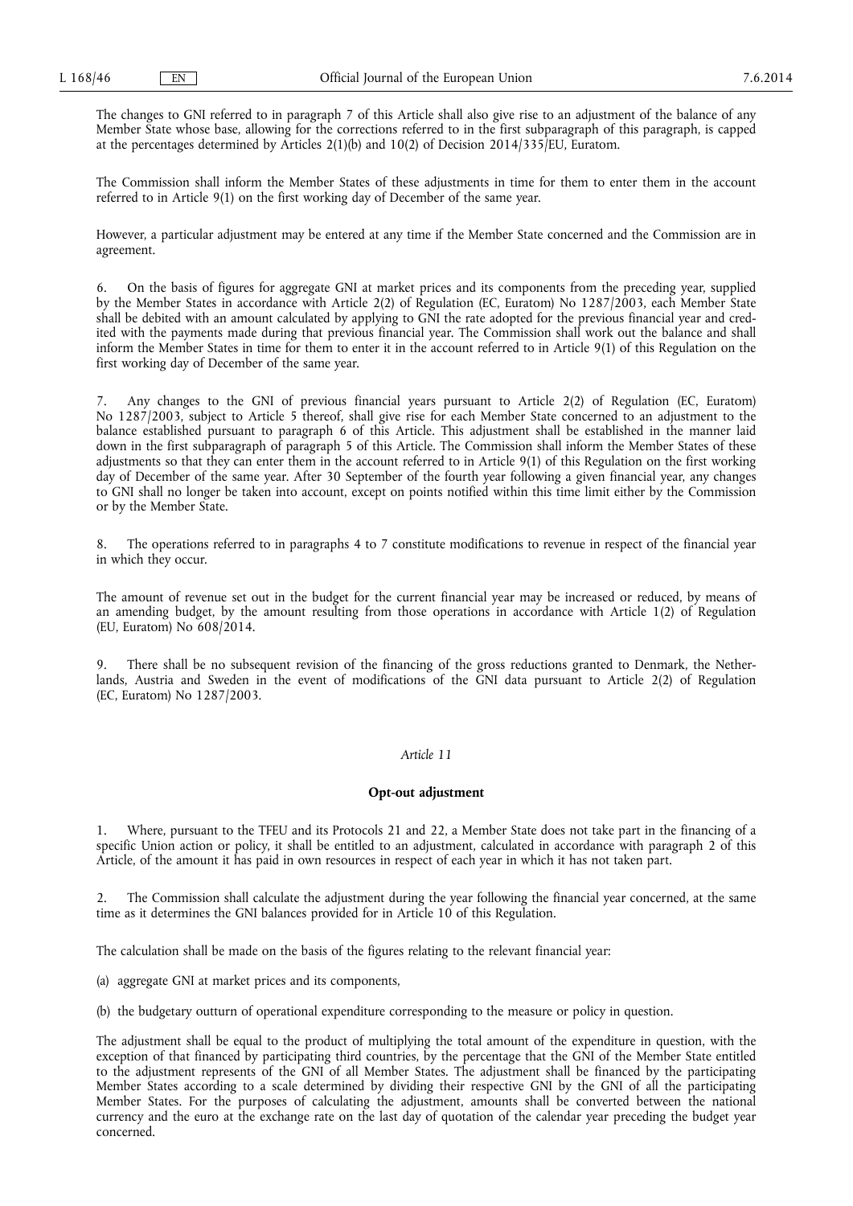The changes to GNI referred to in paragraph 7 of this Article shall also give rise to an adjustment of the balance of any Member State whose base, allowing for the corrections referred to in the first subparagraph of this paragraph, is capped at the percentages determined by Articles 2(1)(b) and 10(2) of Decision 2014/335/EU, Euratom.

The Commission shall inform the Member States of these adjustments in time for them to enter them in the account referred to in Article 9(1) on the first working day of December of the same year.

However, a particular adjustment may be entered at any time if the Member State concerned and the Commission are in agreement.

6. On the basis of figures for aggregate GNI at market prices and its components from the preceding year, supplied by the Member States in accordance with Article 2(2) of Regulation (EC, Euratom) No 1287/2003, each Member State shall be debited with an amount calculated by applying to GNI the rate adopted for the previous financial year and credited with the payments made during that previous financial year. The Commission shall work out the balance and shall inform the Member States in time for them to enter it in the account referred to in Article 9(1) of this Regulation on the first working day of December of the same year.

7. Any changes to the GNI of previous financial years pursuant to Article 2(2) of Regulation (EC, Euratom) No 1287/2003, subject to Article 5 thereof, shall give rise for each Member State concerned to an adjustment to the balance established pursuant to paragraph 6 of this Article. This adjustment shall be established in the manner laid down in the first subparagraph of paragraph 5 of this Article. The Commission shall inform the Member States of these adjustments so that they can enter them in the account referred to in Article 9(1) of this Regulation on the first working day of December of the same year. After 30 September of the fourth year following a given financial year, any changes to GNI shall no longer be taken into account, except on points notified within this time limit either by the Commission or by the Member State.

8. The operations referred to in paragraphs 4 to 7 constitute modifications to revenue in respect of the financial year in which they occur.

The amount of revenue set out in the budget for the current financial year may be increased or reduced, by means of an amending budget, by the amount resulting from those operations in accordance with Article 1(2) of Regulation (EU, Euratom) No 608/2014.

9. There shall be no subsequent revision of the financing of the gross reductions granted to Denmark, the Netherlands, Austria and Sweden in the event of modifications of the GNI data pursuant to Article 2(2) of Regulation (EC, Euratom) No 1287/2003.

### *Article 11*

### **Opt-out adjustment**

1. Where, pursuant to the TFEU and its Protocols 21 and 22, a Member State does not take part in the financing of a specific Union action or policy, it shall be entitled to an adjustment, calculated in accordance with paragraph 2 of this Article, of the amount it has paid in own resources in respect of each year in which it has not taken part.

2. The Commission shall calculate the adjustment during the year following the financial year concerned, at the same time as it determines the GNI balances provided for in Article 10 of this Regulation.

The calculation shall be made on the basis of the figures relating to the relevant financial year:

(a) aggregate GNI at market prices and its components,

(b) the budgetary outturn of operational expenditure corresponding to the measure or policy in question.

The adjustment shall be equal to the product of multiplying the total amount of the expenditure in question, with the exception of that financed by participating third countries, by the percentage that the GNI of the Member State entitled to the adjustment represents of the GNI of all Member States. The adjustment shall be financed by the participating Member States according to a scale determined by dividing their respective GNI by the GNI of all the participating Member States. For the purposes of calculating the adjustment, amounts shall be converted between the national currency and the euro at the exchange rate on the last day of quotation of the calendar year preceding the budget year concerned.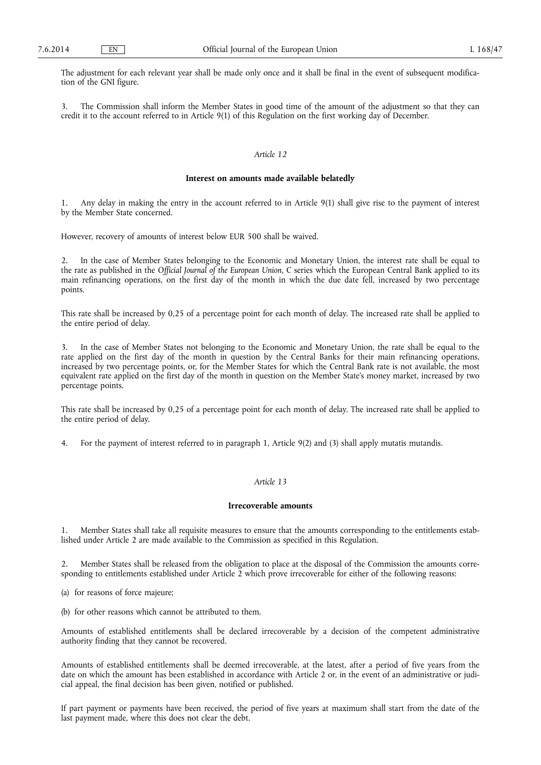The adjustment for each relevant year shall be made only once and it shall be final in the event of subsequent modification of the GNI figure.

3. The Commission shall inform the Member States in good time of the amount of the adjustment so that they can credit it to the account referred to in Article 9(1) of this Regulation on the first working day of December.

*Article 12*

**Interest on amounts made available belatedly**

1. Any delay in making the entry in the account referred to in Article 9(1) shall give rise to the payment of interest by the Member State concerned.

However, recovery of amounts of interest below EUR 500 shall be waived.

2. In the case of Member States belonging to the Economic and Monetary Union, the interest rate shall be equal to the rate as published in the *Official Journal of the European Union*, C series which the European Central Bank applied to its main refinancing operations, on the first day of the month in which the due date fell, increased by two percentage points.

This rate shall be increased by 0,25 of a percentage point for each month of delay. The increased rate shall be applied to the entire period of delay.

3. In the case of Member States not belonging to the Economic and Monetary Union, the rate shall be equal to the rate applied on the first day of the month in question by the Central Banks for their main refinancing operations, increased by two percentage points, or, for the Member States for which the Central Bank rate is not available, the most equivalent rate applied on the first day of the month in question on the Member State's money market, increased by two percentage points.

This rate shall be increased by 0,25 of a percentage point for each month of delay. The increased rate shall be applied to the entire period of delay.

4. For the payment of interest referred to in paragraph 1, Article 9(2) and (3) shall apply mutatis mutandis.

*Article 13*

**Irrecoverable amounts**

1. Member States shall take all requisite measures to ensure that the amounts corresponding to the entitlements established under Article 2 are made available to the Commission as specified in this Regulation.

2. Member States shall be released from the obligation to place at the disposal of the Commission the amounts corresponding to entitlements established under Article 2 which prove irrecoverable for either of the following reasons:

(a) for reasons of force majeure;

(b) for other reasons which cannot be attributed to them.

Amounts of established entitlements shall be declared irrecoverable by a decision of the competent administrative authority finding that they cannot be recovered.

Amounts of established entitlements shall be deemed irrecoverable, at the latest, after a period of five years from the date on which the amount has been established in accordance with Article 2 or, in the event of an administrative or judicial appeal, the final decision has been given, notified or published.

If part payment or payments have been received, the period of five years at maximum shall start from the date of the last payment made, where this does not clear the debt.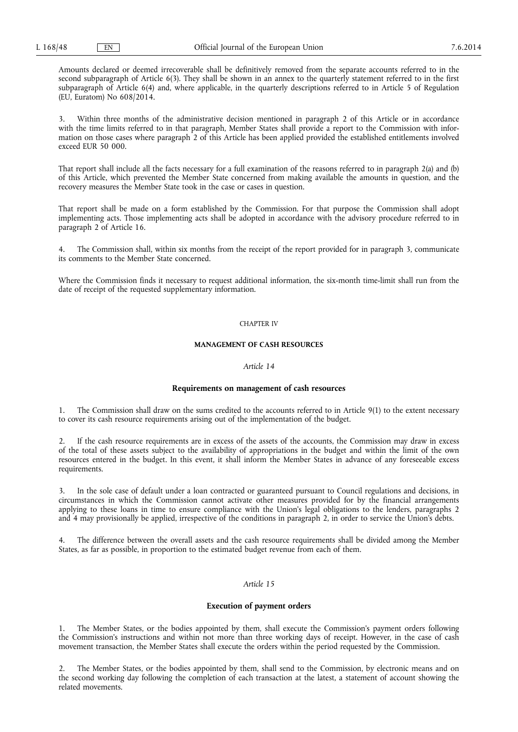Amounts declared or deemed irrecoverable shall be definitively removed from the separate accounts referred to in the second subparagraph of Article 6(3). They shall be shown in an annex to the quarterly statement referred to in the first subparagraph of Article 6(4) and, where applicable, in the quarterly descriptions referred to in Article 5 of Regulation (EU, Euratom) No 608/2014.

3. Within three months of the administrative decision mentioned in paragraph 2 of this Article or in accordance with the time limits referred to in that paragraph, Member States shall provide a report to the Commission with information on those cases where paragraph 2 of this Article has been applied provided the established entitlements involved exceed EUR 50 000.

That report shall include all the facts necessary for a full examination of the reasons referred to in paragraph 2(a) and (b) of this Article, which prevented the Member State concerned from making available the amounts in question, and the recovery measures the Member State took in the case or cases in question.

That report shall be made on a form established by the Commission. For that purpose the Commission shall adopt implementing acts. Those implementing acts shall be adopted in accordance with the advisory procedure referred to in paragraph 2 of Article 16.

4. The Commission shall, within six months from the receipt of the report provided for in paragraph 3, communicate its comments to the Member State concerned.

Where the Commission finds it necessary to request additional information, the six-month time-limit shall run from the date of receipt of the requested supplementary information.

## CHAPTER IV

## MANAGEMENT OF CASH RESOURCES

### *Article 14*

### Requirements on management of cash resources

1. The Commission shall draw on the sums credited to the accounts referred to in Article 9(1) to the extent necessary to cover its cash resource requirements arising out of the implementation of the budget.

2. If the cash resource requirements are in excess of the assets of the accounts, the Commission may draw in excess of the total of these assets subject to the availability of appropriations in the budget and within the limit of the own resources entered in the budget. In this event, it shall inform the Member States in advance of any foreseeable excess requirements.

3. In the sole case of default under a loan contracted or guaranteed pursuant to Council regulations and decisions, in circumstances in which the Commission cannot activate other measures provided for by the financial arrangements applying to these loans in time to ensure compliance with the Union's legal obligations to the lenders, paragraphs 2 and 4 may provisionally be applied, irrespective of the conditions in paragraph 2, in order to service the Union's debts.

4. The difference between the overall assets and the cash resource requirements shall be divided among the Member States, as far as possible, in proportion to the estimated budget revenue from each of them.

### *Article 15*

### Execution of payment orders

1. The Member States, or the bodies appointed by them, shall execute the Commission's payment orders following the Commission's instructions and within not more than three working days of receipt. However, in the case of cash movement transaction, the Member States shall execute the orders within the period requested by the Commission.

2. The Member States, or the bodies appointed by them, shall send to the Commission, by electronic means and on the second working day following the completion of each transaction at the latest, a statement of account showing the related movements.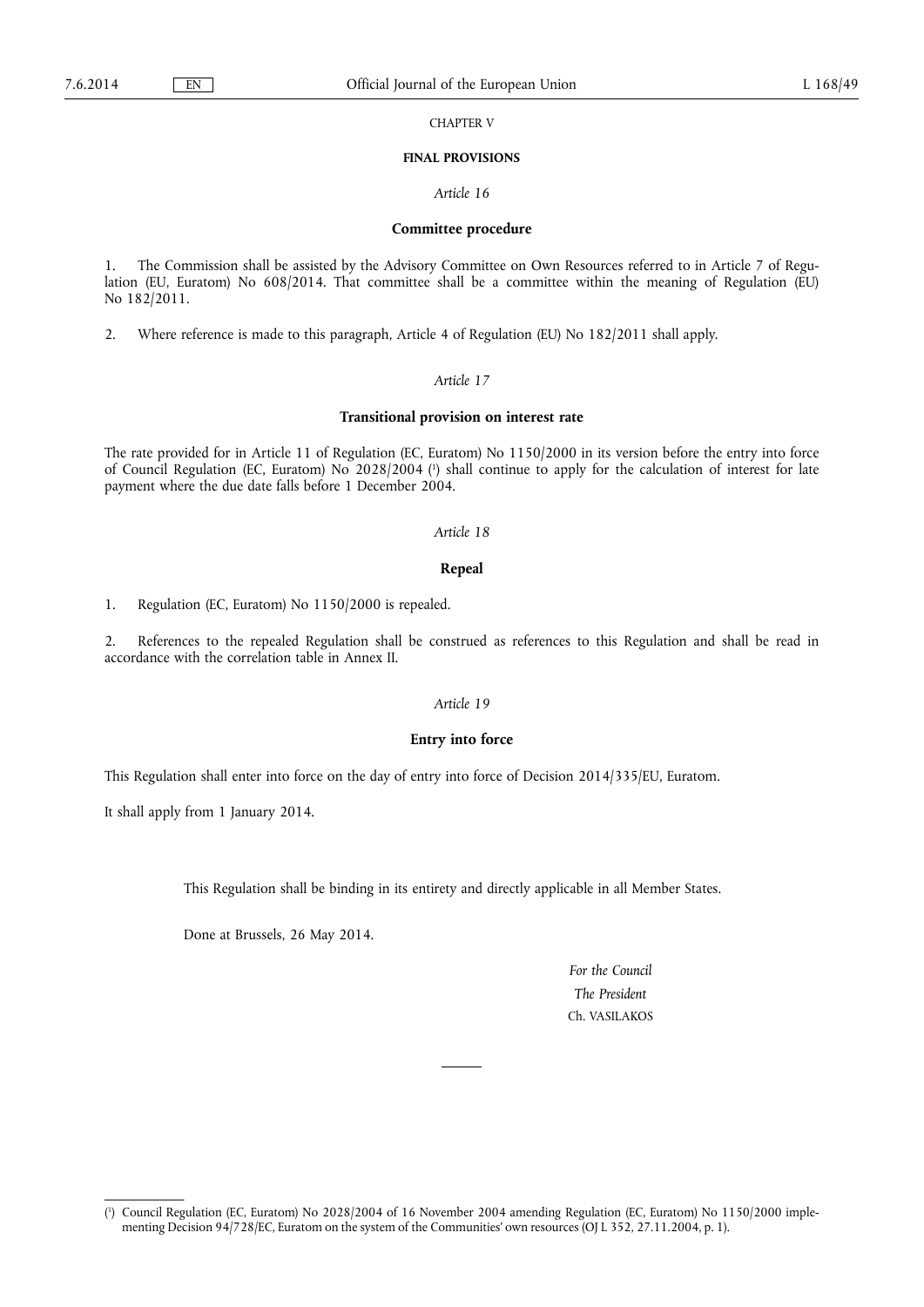## CHAPTER V

### FINAL PROVISIONS

*Article 16*

**Committee procedure**

1. The Commission shall be assisted by the Advisory Committee on Own Resources referred to in Article 7 of Regulation (EU, Euratom) No 608/2014. That committee shall be a committee within the meaning of Regulation (EU) No 182/2011.

2. Where reference is made to this paragraph, Article 4 of Regulation (EU) No 182/2011 shall apply.

*Article 17*

**Transitional provision on interest rate**

The rate provided for in Article 11 of Regulation (EC, Euratom) No 1150/2000 in its version before the entry into force of Council Regulation (EC, Euratom) No 2028/2004 [1] shall continue to apply for the calculation of interest for late payment where the due date falls before 1 December 2004.

*Article 18*

**Repeal**

1. Regulation (EC, Euratom) No 1150/2000 is repealed.

2. References to the repealed Regulation shall be construed as references to this Regulation and shall be read in accordance with the correlation table in Annex II.

*Article 19*

**Entry into force**

This Regulation shall enter into force on the day of entry into force of Decision 2014/335/EU, Euratom.

It shall apply from 1 January 2014.

This Regulation shall be binding in its entirety and directly applicable in all Member States.

Done at Brussels, 26 May 2014.

*For the Council*

*The President*

Ch. VASILAKOS

---

[1] Council Regulation (EC, Euratom) No 2028/2004 of 16 November 2004 amending Regulation (EC, Euratom) No 1150/2000 implementing Decision 94/728/EC, Euratom on the system of the Communities' own resources (OJ L 352, 27.11.2004, p. 1).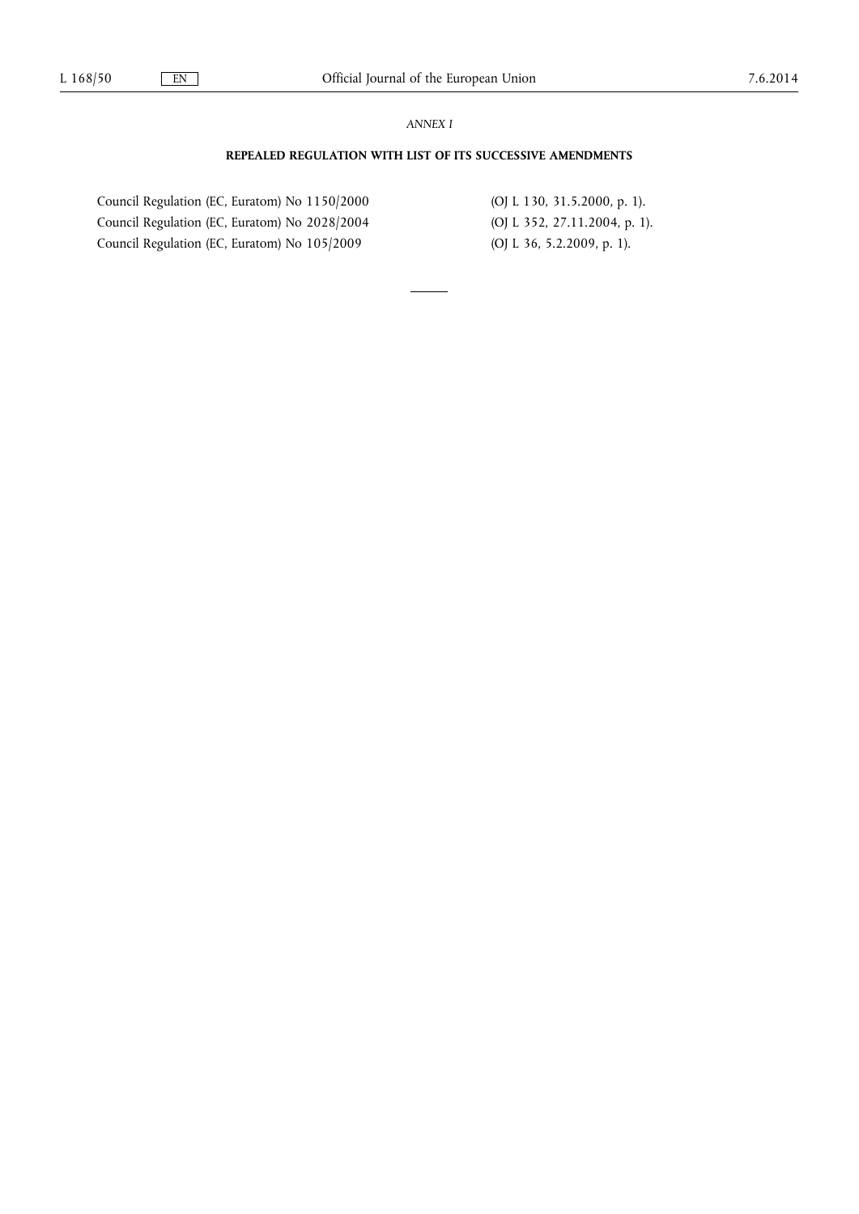*ANNEX I*

**REPEALED REGULATION WITH LIST OF ITS SUCCESSIVE AMENDMENTS**

| | |
|---|---|
| Council Regulation (EC, Euratom) No 1150/2000 | (OJ L 130, 31.5.2000, p. 1). |
| Council Regulation (EC, Euratom) No 2028/2004 | (OJ L 352, 27.11.2004, p. 1). |
| Council Regulation (EC, Euratom) No 105/2009 | (OJ L 36, 5.2.2009, p. 1). |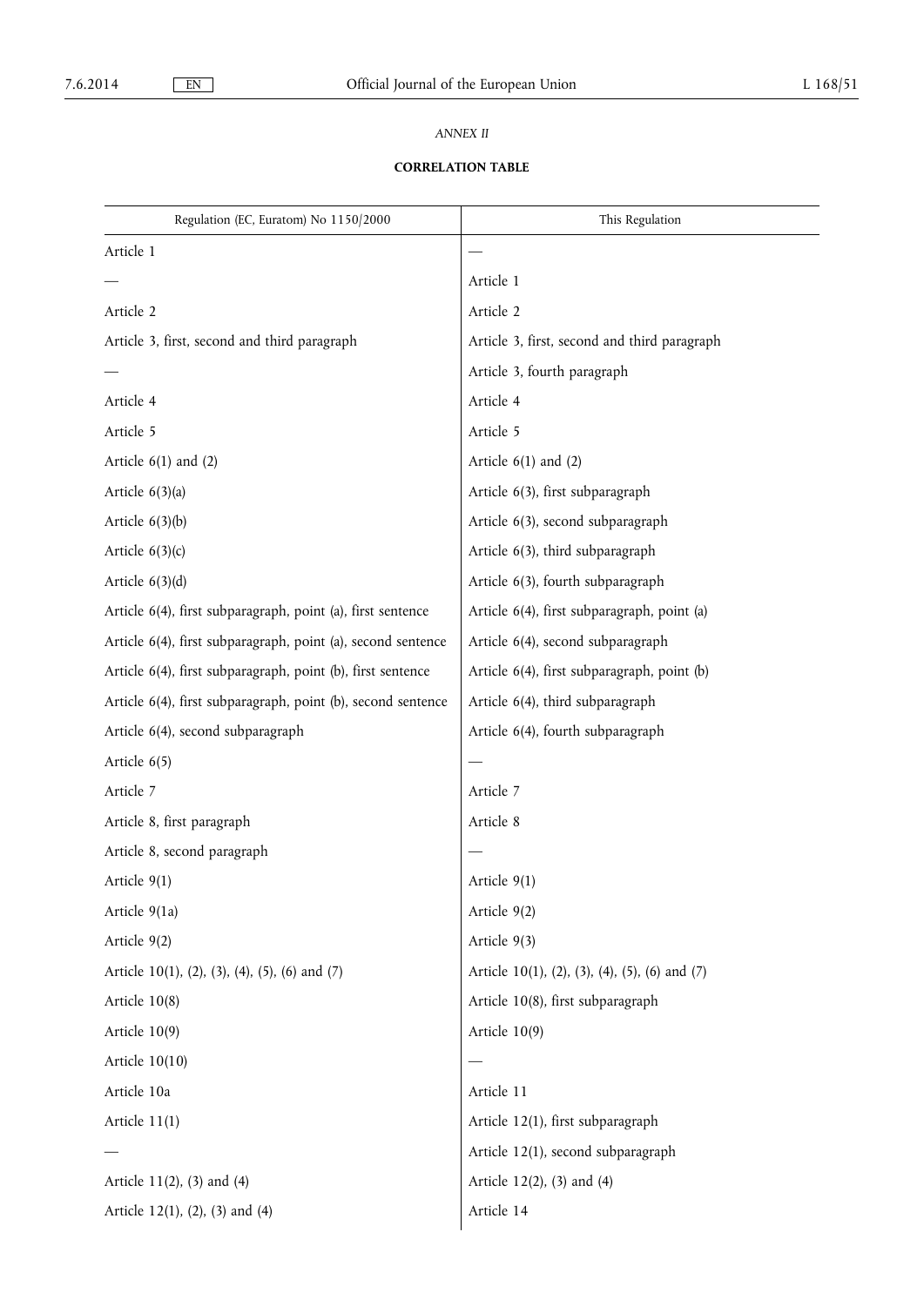*ANNEX II*

**CORRELATION TABLE**

| Regulation (EC, Euratom) No 1150/2000 | This Regulation |
| --- | --- |
| Article 1 | — |
| — | Article 1 |
| Article 2 | Article 2 |
| Article 3, first, second and third paragraph | Article 3, first, second and third paragraph |
| — | Article 3, fourth paragraph |
| Article 4 | Article 4 |
| Article 5 | Article 5 |
| Article 6(1) and (2) | Article 6(1) and (2) |
| Article 6(3)(a) | Article 6(3), first subparagraph |
| Article 6(3)(b) | Article 6(3), second subparagraph |
| Article 6(3)(c) | Article 6(3), third subparagraph |
| Article 6(3)(d) | Article 6(3), fourth subparagraph |
| Article 6(4), first subparagraph, point (a), first sentence | Article 6(4), first subparagraph, point (a) |
| Article 6(4), first subparagraph, point (a), second sentence | Article 6(4), second subparagraph |
| Article 6(4), first subparagraph, point (b), first sentence | Article 6(4), first subparagraph, point (b) |
| Article 6(4), first subparagraph, point (b), second sentence | Article 6(4), third subparagraph |
| Article 6(4), second subparagraph | Article 6(4), fourth subparagraph |
| Article 6(5) | — |
| Article 7 | Article 7 |
| Article 8, first paragraph | Article 8 |
| Article 8, second paragraph | — |
| Article 9(1) | Article 9(1) |
| Article 9(1a) | Article 9(2) |
| Article 9(2) | Article 9(3) |
| Article 10(1), (2), (3), (4), (5), (6) and (7) | Article 10(1), (2), (3), (4), (5), (6) and (7) |
| Article 10(8) | Article 10(8), first subparagraph |
| Article 10(9) | Article 10(9) |
| Article 10(10) | — |
| Article 10a | Article 11 |
| Article 11(1) | Article 12(1), first subparagraph |
| — | Article 12(1), second subparagraph |
| Article 11(2), (3) and (4) | Article 12(2), (3) and (4) |
| Article 12(1), (2), (3) and (4) | Article 14 |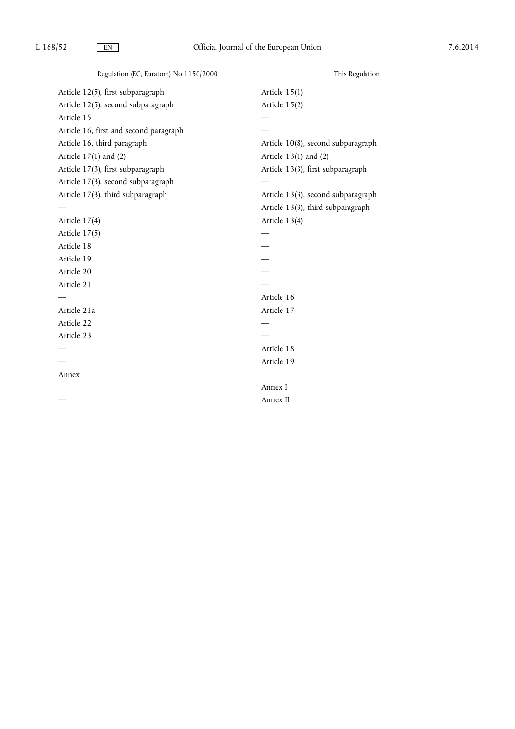| Regulation (EC, Euratom) No 1150/2000 | This Regulation |
| --- | --- |
| Article 12(5), first subparagraph | Article 15(1) |
| Article 12(5), second subparagraph | Article 15(2) |
| Article 15 | — |
| Article 16, first and second paragraph | — |
| Article 16, third paragraph | Article 10(8), second subparagraph |
| Article 17(1) and (2) | Article 13(1) and (2) |
| Article 17(3), first subparagraph | Article 13(3), first subparagraph |
| Article 17(3), second subparagraph | — |
| Article 17(3), third subparagraph | Article 13(3), second subparagraph |
| — | Article 13(3), third subparagraph |
| Article 17(4) | Article 13(4) |
| Article 17(5) | — |
| Article 18 | — |
| Article 19 | — |
| Article 20 | — |
| Article 21 | — |
| — | Article 16 |
| Article 21a | Article 17 |
| Article 22 | — |
| Article 23 | — |
| — | Article 18 |
| — | Article 19 |
| Annex | |
| | Annex I |
| — | Annex II |